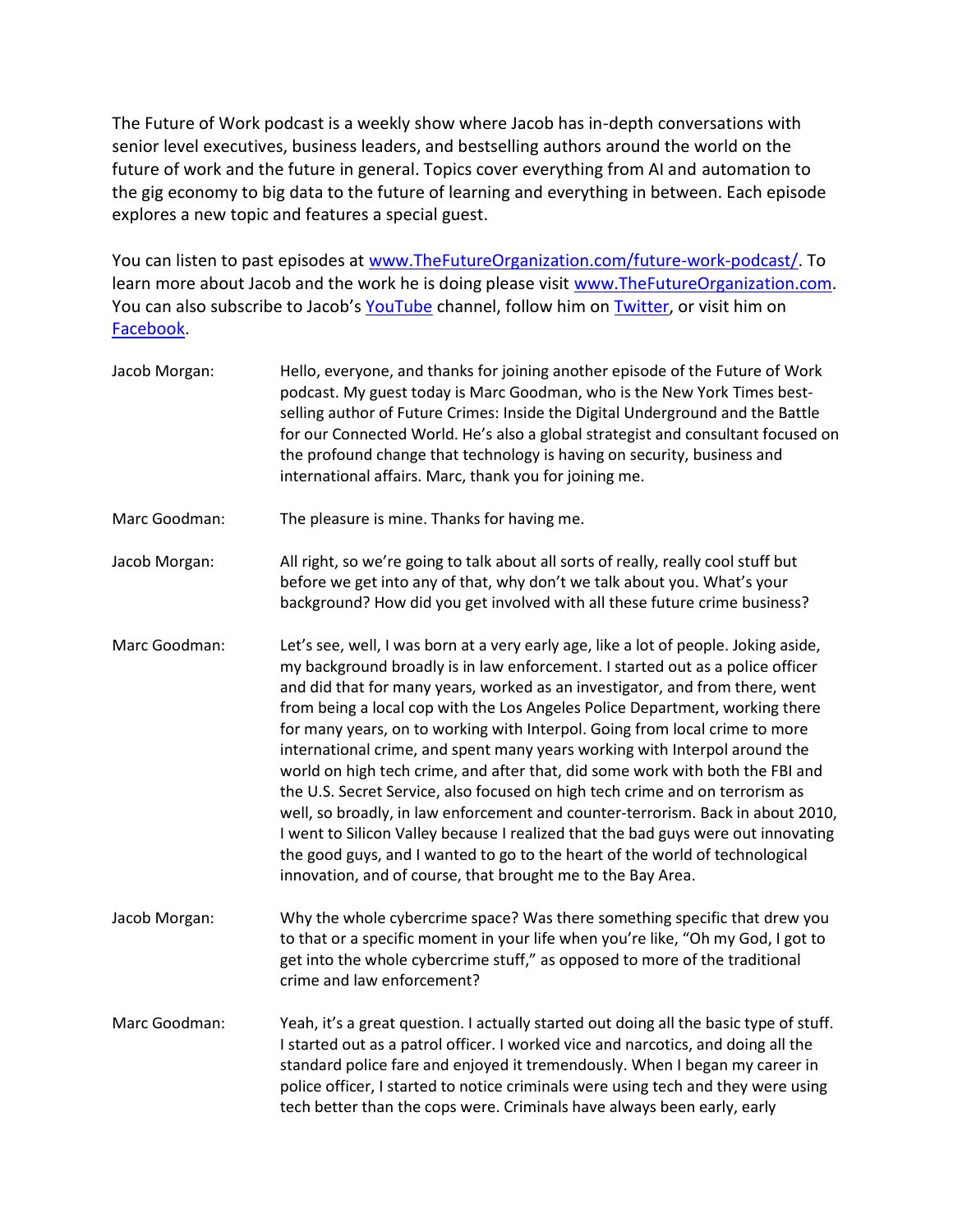The Future of Work podcast is a weekly show where Jacob has in-depth conversations with senior level executives, business leaders, and bestselling authors around the world on the future of work and the future in general. Topics cover everything from AI and automation to the gig economy to big data to the future of learning and everything in between. Each episode explores a new topic and features a special guest.

You can listen to past episodes at [www.TheFutureOrganization.com/future-work-podcast/](http://www.TheFutureOrganization.com/future-work-podcast/). To learn more about Jacob and the work he is doing please visit [www.TheFutureOrganization.com](http://www.TheFutureOrganization.com). You can also subscribe to Jacob's [YouTube](#) channel, follow him on [Twitter](#), or visit him on [Facebook](#).

| | |
|---|---|
| Jacob Morgan: | Hello, everyone, and thanks for joining another episode of the Future of Work podcast. My guest today is Marc Goodman, who is the New York Times best-selling author of Future Crimes: Inside the Digital Underground and the Battle for our Connected World. He's also a global strategist and consultant focused on the profound change that technology is having on security, business and international affairs. Marc, thank you for joining me. |
| Marc Goodman: | The pleasure is mine. Thanks for having me. |
| Jacob Morgan: | All right, so we're going to talk about all sorts of really, really cool stuff but before we get into any of that, why don't we talk about you. What's your background? How did you get involved with all these future crime business? |
| Marc Goodman: | Let's see, well, I was born at a very early age, like a lot of people. Joking aside, my background broadly is in law enforcement. I started out as a police officer and did that for many years, worked as an investigator, and from there, went from being a local cop with the Los Angeles Police Department, working there for many years, on to working with Interpol. Going from local crime to more international crime, and spent many years working with Interpol around the world on high tech crime, and after that, did some work with both the FBI and the U.S. Secret Service, also focused on high tech crime and on terrorism as well, so broadly, in law enforcement and counter-terrorism. Back in about 2010, I went to Silicon Valley because I realized that the bad guys were out innovating the good guys, and I wanted to go to the heart of the world of technological innovation, and of course, that brought me to the Bay Area. |
| Jacob Morgan: | Why the whole cybercrime space? Was there something specific that drew you to that or a specific moment in your life when you're like, "Oh my God, I got to get into the whole cybercrime stuff," as opposed to more of the traditional crime and law enforcement? |
| Marc Goodman: | Yeah, it's a great question. I actually started out doing all the basic type of stuff. I started out as a patrol officer. I worked vice and narcotics, and doing all the standard police fare and enjoyed it tremendously. When I began my career in police officer, I started to notice criminals were using tech and they were using tech better than the cops were. Criminals have always been early, early |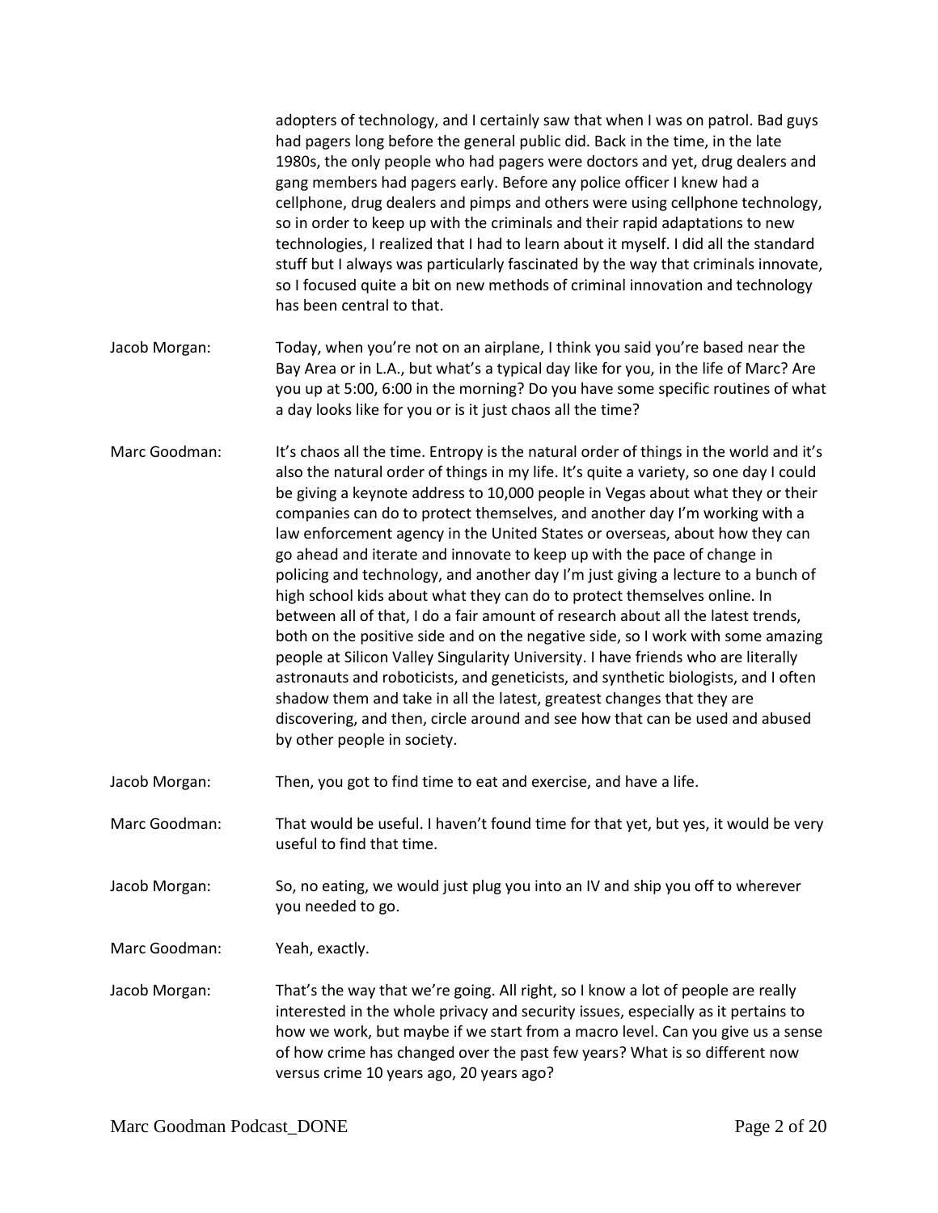adopters of technology, and I certainly saw that when I was on patrol. Bad guys had pagers long before the general public did. Back in the time, in the late 1980s, the only people who had pagers were doctors and yet, drug dealers and gang members had pagers early. Before any police officer I knew had a cellphone, drug dealers and pimps and others were using cellphone technology, so in order to keep up with the criminals and their rapid adaptations to new technologies, I realized that I had to learn about it myself. I did all the standard stuff but I always was particularly fascinated by the way that criminals innovate, so I focused quite a bit on new methods of criminal innovation and technology has been central to that.

**Jacob Morgan:** Today, when you're not on an airplane, I think you said you're based near the Bay Area or in L.A., but what's a typical day like for you, in the life of Marc? Are you up at 5:00, 6:00 in the morning? Do you have some specific routines of what a day looks like for you or is it just chaos all the time?

**Marc Goodman:** It's chaos all the time. Entropy is the natural order of things in the world and it's also the natural order of things in my life. It's quite a variety, so one day I could be giving a keynote address to 10,000 people in Vegas about what they or their companies can do to protect themselves, and another day I'm working with a law enforcement agency in the United States or overseas, about how they can go ahead and iterate and innovate to keep up with the pace of change in policing and technology, and another day I'm just giving a lecture to a bunch of high school kids about what they can do to protect themselves online. In between all of that, I do a fair amount of research about all the latest trends, both on the positive side and on the negative side, so I work with some amazing people at Silicon Valley Singularity University. I have friends who are literally astronauts and roboticists, and geneticists, and synthetic biologists, and I often shadow them and take in all the latest, greatest changes that they are discovering, and then, circle around and see how that can be used and abused by other people in society.

**Jacob Morgan:** Then, you got to find time to eat and exercise, and have a life.

**Marc Goodman:** That would be useful. I haven't found time for that yet, but yes, it would be very useful to find that time.

**Jacob Morgan:** So, no eating, we would just plug you into an IV and ship you off to wherever you needed to go.

**Marc Goodman:** Yeah, exactly.

**Jacob Morgan:** That's the way that we're going. All right, so I know a lot of people are really interested in the whole privacy and security issues, especially as it pertains to how we work, but maybe if we start from a macro level. Can you give us a sense of how crime has changed over the past few years? What is so different now versus crime 10 years ago, 20 years ago?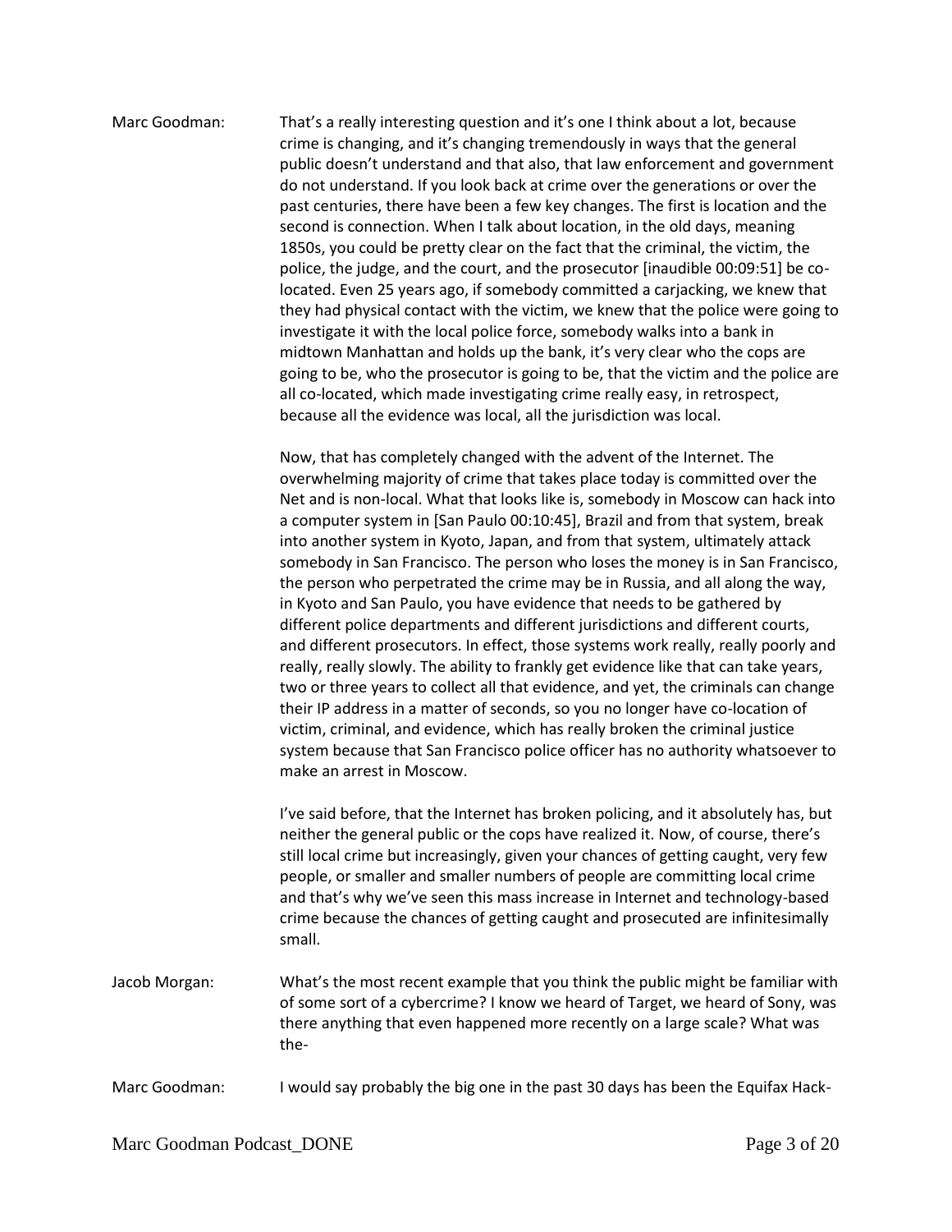Marc Goodman: That's a really interesting question and it's one I think about a lot, because crime is changing, and it's changing tremendously in ways that the general public doesn't understand and that also, that law enforcement and government do not understand. If you look back at crime over the generations or over the past centuries, there have been a few key changes. The first is location and the second is connection. When I talk about location, in the old days, meaning 1850s, you could be pretty clear on the fact that the criminal, the victim, the police, the judge, and the court, and the prosecutor [inaudible 00:09:51] be co-located. Even 25 years ago, if somebody committed a carjacking, we knew that they had physical contact with the victim, we knew that the police were going to investigate it with the local police force, somebody walks into a bank in midtown Manhattan and holds up the bank, it's very clear who the cops are going to be, who the prosecutor is going to be, that the victim and the police are all co-located, which made investigating crime really easy, in retrospect, because all the evidence was local, all the jurisdiction was local.

Now, that has completely changed with the advent of the Internet. The overwhelming majority of crime that takes place today is committed over the Net and is non-local. What that looks like is, somebody in Moscow can hack into a computer system in [San Paulo 00:10:45], Brazil and from that system, break into another system in Kyoto, Japan, and from that system, ultimately attack somebody in San Francisco. The person who loses the money is in San Francisco, the person who perpetrated the crime may be in Russia, and all along the way, in Kyoto and San Paulo, you have evidence that needs to be gathered by different police departments and different jurisdictions and different courts, and different prosecutors. In effect, those systems work really, really poorly and really, really slowly. The ability to frankly get evidence like that can take years, two or three years to collect all that evidence, and yet, the criminals can change their IP address in a matter of seconds, so you no longer have co-location of victim, criminal, and evidence, which has really broken the criminal justice system because that San Francisco police officer has no authority whatsoever to make an arrest in Moscow.

I've said before, that the Internet has broken policing, and it absolutely has, but neither the general public or the cops have realized it. Now, of course, there's still local crime but increasingly, given your chances of getting caught, very few people, or smaller and smaller numbers of people are committing local crime and that's why we've seen this mass increase in Internet and technology-based crime because the chances of getting caught and prosecuted are infinitesimally small.

Jacob Morgan: What's the most recent example that you think the public might be familiar with of some sort of a cybercrime? I know we heard of Target, we heard of Sony, was there anything that even happened more recently on a large scale? What was the-

Marc Goodman: I would say probably the big one in the past 30 days has been the Equifax Hack-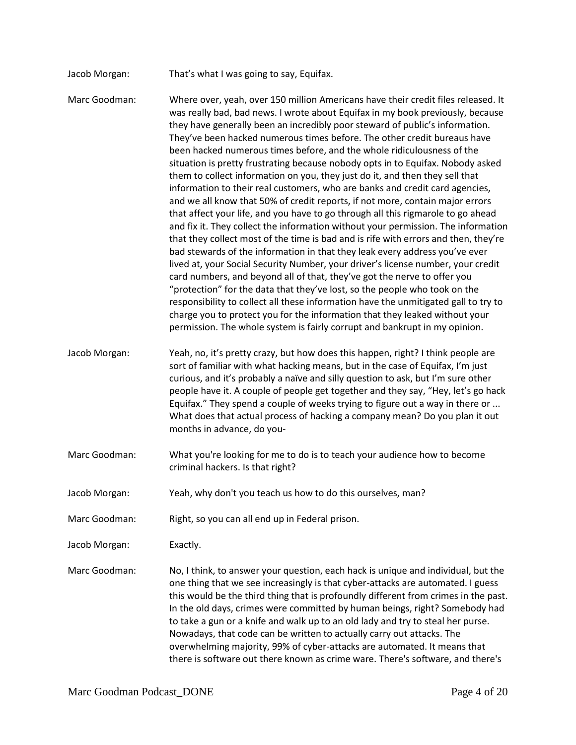Jacob Morgan: That's what I was going to say, Equifax.

Marc Goodman: Where over, yeah, over 150 million Americans have their credit files released. It was really bad, bad news. I wrote about Equifax in my book previously, because they have generally been an incredibly poor steward of public's information. They've been hacked numerous times before. The other credit bureaus have been hacked numerous times before, and the whole ridiculousness of the situation is pretty frustrating because nobody opts in to Equifax. Nobody asked them to collect information on you, they just do it, and then they sell that information to their real customers, who are banks and credit card agencies, and we all know that 50% of credit reports, if not more, contain major errors that affect your life, and you have to go through all this rigmarole to go ahead and fix it. They collect the information without your permission. The information that they collect most of the time is bad and is rife with errors and then, they're bad stewards of the information in that they leak every address you've ever lived at, your Social Security Number, your driver's license number, your credit card numbers, and beyond all of that, they've got the nerve to offer you "protection" for the data that they've lost, so the people who took on the responsibility to collect all these information have the unmitigated gall to try to charge you to protect you for the information that they leaked without your permission. The whole system is fairly corrupt and bankrupt in my opinion.

Jacob Morgan: Yeah, no, it's pretty crazy, but how does this happen, right? I think people are sort of familiar with what hacking means, but in the case of Equifax, I'm just curious, and it's probably a naïve and silly question to ask, but I'm sure other people have it. A couple of people get together and they say, "Hey, let's go hack Equifax." They spend a couple of weeks trying to figure out a way in there or ... What does that actual process of hacking a company mean? Do you plan it out months in advance, do you-

Marc Goodman: What you're looking for me to do is to teach your audience how to become criminal hackers. Is that right?

Jacob Morgan: Yeah, why don't you teach us how to do this ourselves, man?

Marc Goodman: Right, so you can all end up in Federal prison.

Jacob Morgan: Exactly.

Marc Goodman: No, I think, to answer your question, each hack is unique and individual, but the one thing that we see increasingly is that cyber-attacks are automated. I guess this would be the third thing that is profoundly different from crimes in the past. In the old days, crimes were committed by human beings, right? Somebody had to take a gun or a knife and walk up to an old lady and try to steal her purse. Nowadays, that code can be written to actually carry out attacks. The overwhelming majority, 99% of cyber-attacks are automated. It means that there is software out there known as crime ware. There's software, and there's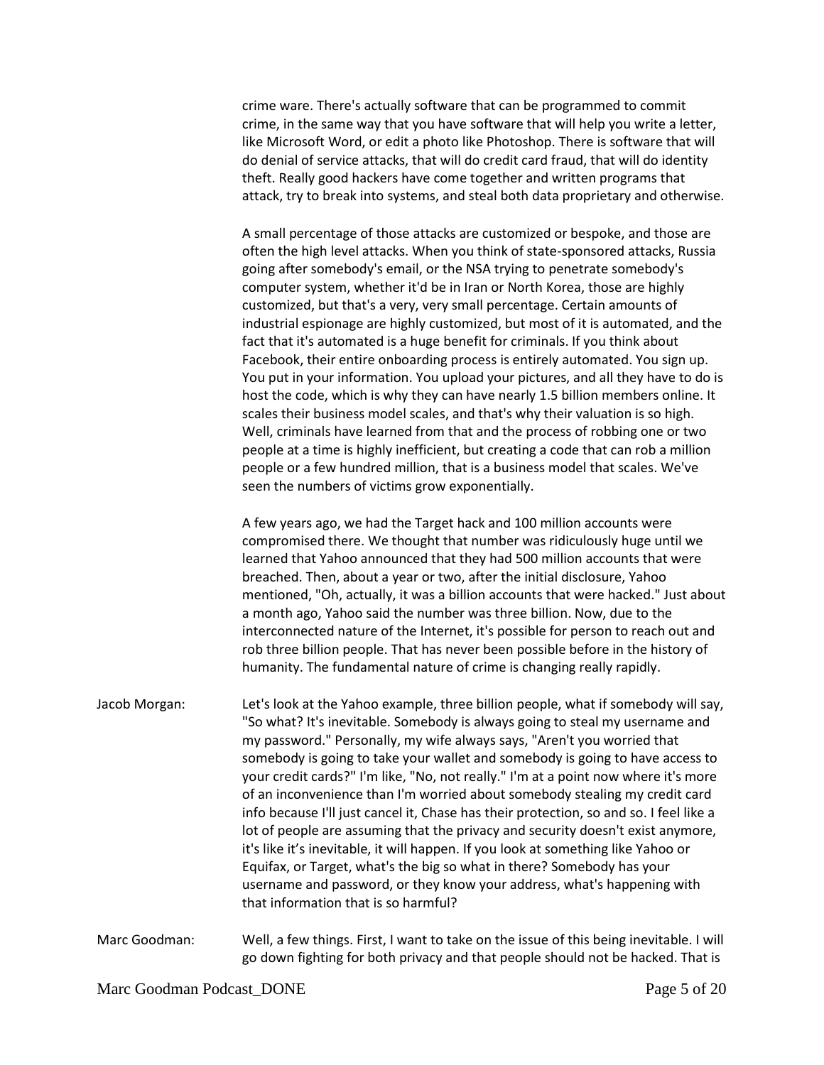crime ware. There's actually software that can be programmed to commit crime, in the same way that you have software that will help you write a letter, like Microsoft Word, or edit a photo like Photoshop. There is software that will do denial of service attacks, that will do credit card fraud, that will do identity theft. Really good hackers have come together and written programs that attack, try to break into systems, and steal both data proprietary and otherwise.

A small percentage of those attacks are customized or bespoke, and those are often the high level attacks. When you think of state-sponsored attacks, Russia going after somebody's email, or the NSA trying to penetrate somebody's computer system, whether it'd be in Iran or North Korea, those are highly customized, but that's a very, very small percentage. Certain amounts of industrial espionage are highly customized, but most of it is automated, and the fact that it's automated is a huge benefit for criminals. If you think about Facebook, their entire onboarding process is entirely automated. You sign up. You put in your information. You upload your pictures, and all they have to do is host the code, which is why they can have nearly 1.5 billion members online. It scales their business model scales, and that's why their valuation is so high. Well, criminals have learned from that and the process of robbing one or two people at a time is highly inefficient, but creating a code that can rob a million people or a few hundred million, that is a business model that scales. We've seen the numbers of victims grow exponentially.

A few years ago, we had the Target hack and 100 million accounts were compromised there. We thought that number was ridiculously huge until we learned that Yahoo announced that they had 500 million accounts that were breached. Then, about a year or two, after the initial disclosure, Yahoo mentioned, "Oh, actually, it was a billion accounts that were hacked." Just about a month ago, Yahoo said the number was three billion. Now, due to the interconnected nature of the Internet, it's possible for person to reach out and rob three billion people. That has never been possible before in the history of humanity. The fundamental nature of crime is changing really rapidly.

Jacob Morgan: Let's look at the Yahoo example, three billion people, what if somebody will say, "So what? It's inevitable. Somebody is always going to steal my username and my password." Personally, my wife always says, "Aren't you worried that somebody is going to take your wallet and somebody is going to have access to your credit cards?" I'm like, "No, not really." I'm at a point now where it's more of an inconvenience than I'm worried about somebody stealing my credit card info because I'll just cancel it, Chase has their protection, so and so. I feel like a lot of people are assuming that the privacy and security doesn't exist anymore, it's like it's inevitable, it will happen. If you look at something like Yahoo or Equifax, or Target, what's the big so what in there? Somebody has your username and password, or they know your address, what's happening with that information that is so harmful?

Marc Goodman: Well, a few things. First, I want to take on the issue of this being inevitable. I will go down fighting for both privacy and that people should not be hacked. That is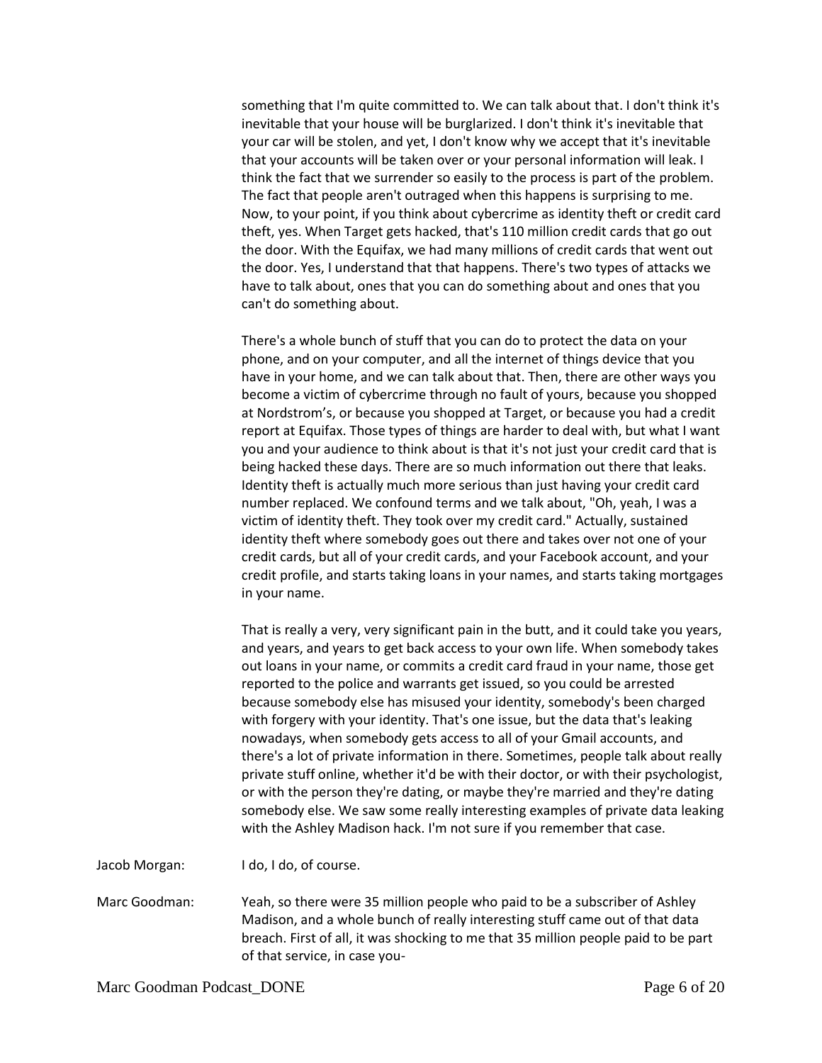something that I'm quite committed to. We can talk about that. I don't think it's inevitable that your house will be burglarized. I don't think it's inevitable that your car will be stolen, and yet, I don't know why we accept that it's inevitable that your accounts will be taken over or your personal information will leak. I think the fact that we surrender so easily to the process is part of the problem. The fact that people aren't outraged when this happens is surprising to me. Now, to your point, if you think about cybercrime as identity theft or credit card theft, yes. When Target gets hacked, that's 110 million credit cards that go out the door. With the Equifax, we had many millions of credit cards that went out the door. Yes, I understand that that happens. There's two types of attacks we have to talk about, ones that you can do something about and ones that you can't do something about.

There's a whole bunch of stuff that you can do to protect the data on your phone, and on your computer, and all the internet of things device that you have in your home, and we can talk about that. Then, there are other ways you become a victim of cybercrime through no fault of yours, because you shopped at Nordstrom's, or because you shopped at Target, or because you had a credit report at Equifax. Those types of things are harder to deal with, but what I want you and your audience to think about is that it's not just your credit card that is being hacked these days. There are so much information out there that leaks. Identity theft is actually much more serious than just having your credit card number replaced. We confound terms and we talk about, "Oh, yeah, I was a victim of identity theft. They took over my credit card." Actually, sustained identity theft where somebody goes out there and takes over not one of your credit cards, but all of your credit cards, and your Facebook account, and your credit profile, and starts taking loans in your names, and starts taking mortgages in your name.

That is really a very, very significant pain in the butt, and it could take you years, and years, and years to get back access to your own life. When somebody takes out loans in your name, or commits a credit card fraud in your name, those get reported to the police and warrants get issued, so you could be arrested because somebody else has misused your identity, somebody's been charged with forgery with your identity. That's one issue, but the data that's leaking nowadays, when somebody gets access to all of your Gmail accounts, and there's a lot of private information in there. Sometimes, people talk about really private stuff online, whether it'd be with their doctor, or with their psychologist, or with the person they're dating, or maybe they're married and they're dating somebody else. We saw some really interesting examples of private data leaking with the Ashley Madison hack. I'm not sure if you remember that case.

Jacob Morgan: I do, I do, of course.

Marc Goodman: Yeah, so there were 35 million people who paid to be a subscriber of Ashley Madison, and a whole bunch of really interesting stuff came out of that data breach. First of all, it was shocking to me that 35 million people paid to be part of that service, in case you-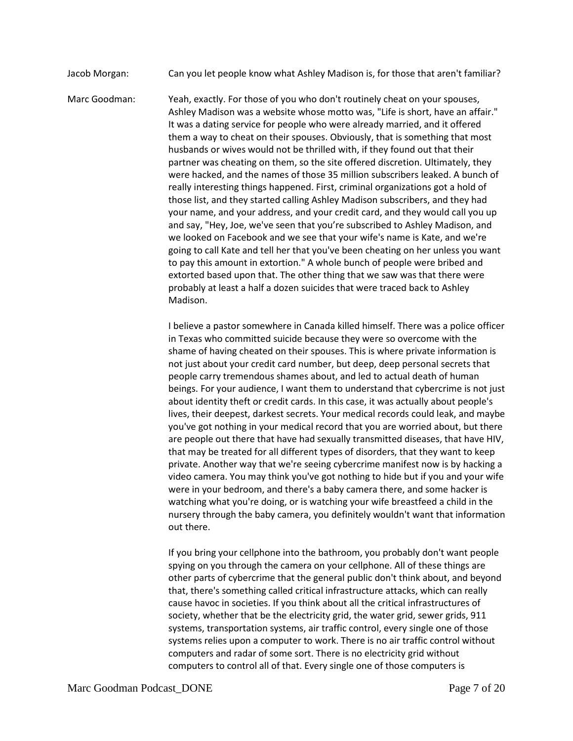Jacob Morgan: Can you let people know what Ashley Madison is, for those that aren't familiar?

Marc Goodman: Yeah, exactly. For those of you who don't routinely cheat on your spouses, Ashley Madison was a website whose motto was, "Life is short, have an affair." It was a dating service for people who were already married, and it offered them a way to cheat on their spouses. Obviously, that is something that most husbands or wives would not be thrilled with, if they found out that their partner was cheating on them, so the site offered discretion. Ultimately, they were hacked, and the names of those 35 million subscribers leaked. A bunch of really interesting things happened. First, criminal organizations got a hold of those list, and they started calling Ashley Madison subscribers, and they had your name, and your address, and your credit card, and they would call you up and say, "Hey, Joe, we've seen that you're subscribed to Ashley Madison, and we looked on Facebook and we see that your wife's name is Kate, and we're going to call Kate and tell her that you've been cheating on her unless you want to pay this amount in extortion." A whole bunch of people were bribed and extorted based upon that. The other thing that we saw was that there were probably at least a half a dozen suicides that were traced back to Ashley Madison.

I believe a pastor somewhere in Canada killed himself. There was a police officer in Texas who committed suicide because they were so overcome with the shame of having cheated on their spouses. This is where private information is not just about your credit card number, but deep, deep personal secrets that people carry tremendous shames about, and led to actual death of human beings. For your audience, I want them to understand that cybercrime is not just about identity theft or credit cards. In this case, it was actually about people's lives, their deepest, darkest secrets. Your medical records could leak, and maybe you've got nothing in your medical record that you are worried about, but there are people out there that have had sexually transmitted diseases, that have HIV, that may be treated for all different types of disorders, that they want to keep private. Another way that we're seeing cybercrime manifest now is by hacking a video camera. You may think you've got nothing to hide but if you and your wife were in your bedroom, and there's a baby camera there, and some hacker is watching what you're doing, or is watching your wife breastfeed a child in the nursery through the baby camera, you definitely wouldn't want that information out there.

If you bring your cellphone into the bathroom, you probably don't want people spying on you through the camera on your cellphone. All of these things are other parts of cybercrime that the general public don't think about, and beyond that, there's something called critical infrastructure attacks, which can really cause havoc in societies. If you think about all the critical infrastructures of society, whether that be the electricity grid, the water grid, sewer grids, 911 systems, transportation systems, air traffic control, every single one of those systems relies upon a computer to work. There is no air traffic control without computers and radar of some sort. There is no electricity grid without computers to control all of that. Every single one of those computers is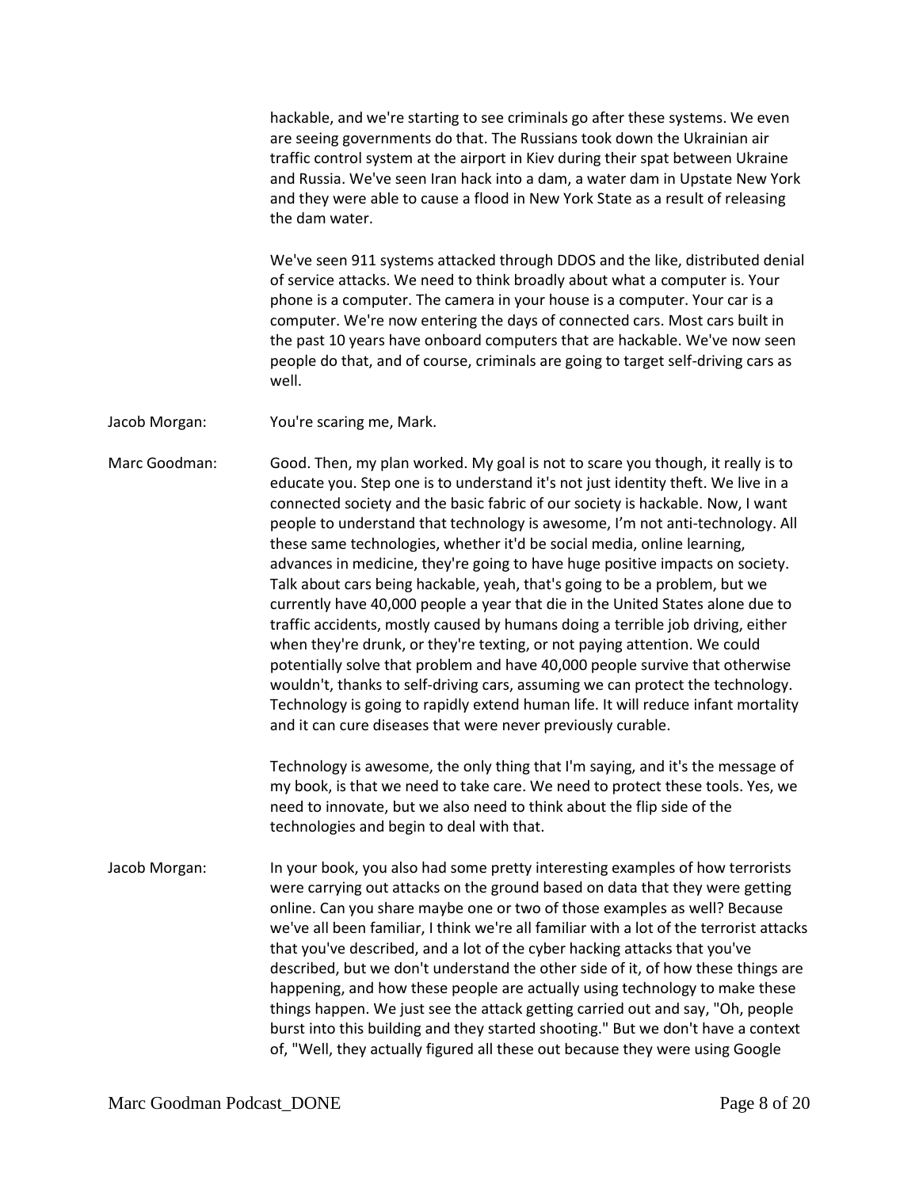hackable, and we're starting to see criminals go after these systems. We even are seeing governments do that. The Russians took down the Ukrainian air traffic control system at the airport in Kiev during their spat between Ukraine and Russia. We've seen Iran hack into a dam, a water dam in Upstate New York and they were able to cause a flood in New York State as a result of releasing the dam water.

We've seen 911 systems attacked through DDOS and the like, distributed denial of service attacks. We need to think broadly about what a computer is. Your phone is a computer. The camera in your house is a computer. Your car is a computer. We're now entering the days of connected cars. Most cars built in the past 10 years have onboard computers that are hackable. We've now seen people do that, and of course, criminals are going to target self-driving cars as well.

Jacob Morgan: You're scaring me, Mark.

Marc Goodman: Good. Then, my plan worked. My goal is not to scare you though, it really is to educate you. Step one is to understand it's not just identity theft. We live in a connected society and the basic fabric of our society is hackable. Now, I want people to understand that technology is awesome, I'm not anti-technology. All these same technologies, whether it'd be social media, online learning, advances in medicine, they're going to have huge positive impacts on society. Talk about cars being hackable, yeah, that's going to be a problem, but we currently have 40,000 people a year that die in the United States alone due to traffic accidents, mostly caused by humans doing a terrible job driving, either when they're drunk, or they're texting, or not paying attention. We could potentially solve that problem and have 40,000 people survive that otherwise wouldn't, thanks to self-driving cars, assuming we can protect the technology. Technology is going to rapidly extend human life. It will reduce infant mortality and it can cure diseases that were never previously curable.

Technology is awesome, the only thing that I'm saying, and it's the message of my book, is that we need to take care. We need to protect these tools. Yes, we need to innovate, but we also need to think about the flip side of the technologies and begin to deal with that.

Jacob Morgan: In your book, you also had some pretty interesting examples of how terrorists were carrying out attacks on the ground based on data that they were getting online. Can you share maybe one or two of those examples as well? Because we've all been familiar, I think we're all familiar with a lot of the terrorist attacks that you've described, and a lot of the cyber hacking attacks that you've described, but we don't understand the other side of it, of how these things are happening, and how these people are actually using technology to make these things happen. We just see the attack getting carried out and say, "Oh, people burst into this building and they started shooting." But we don't have a context of, "Well, they actually figured all these out because they were using Google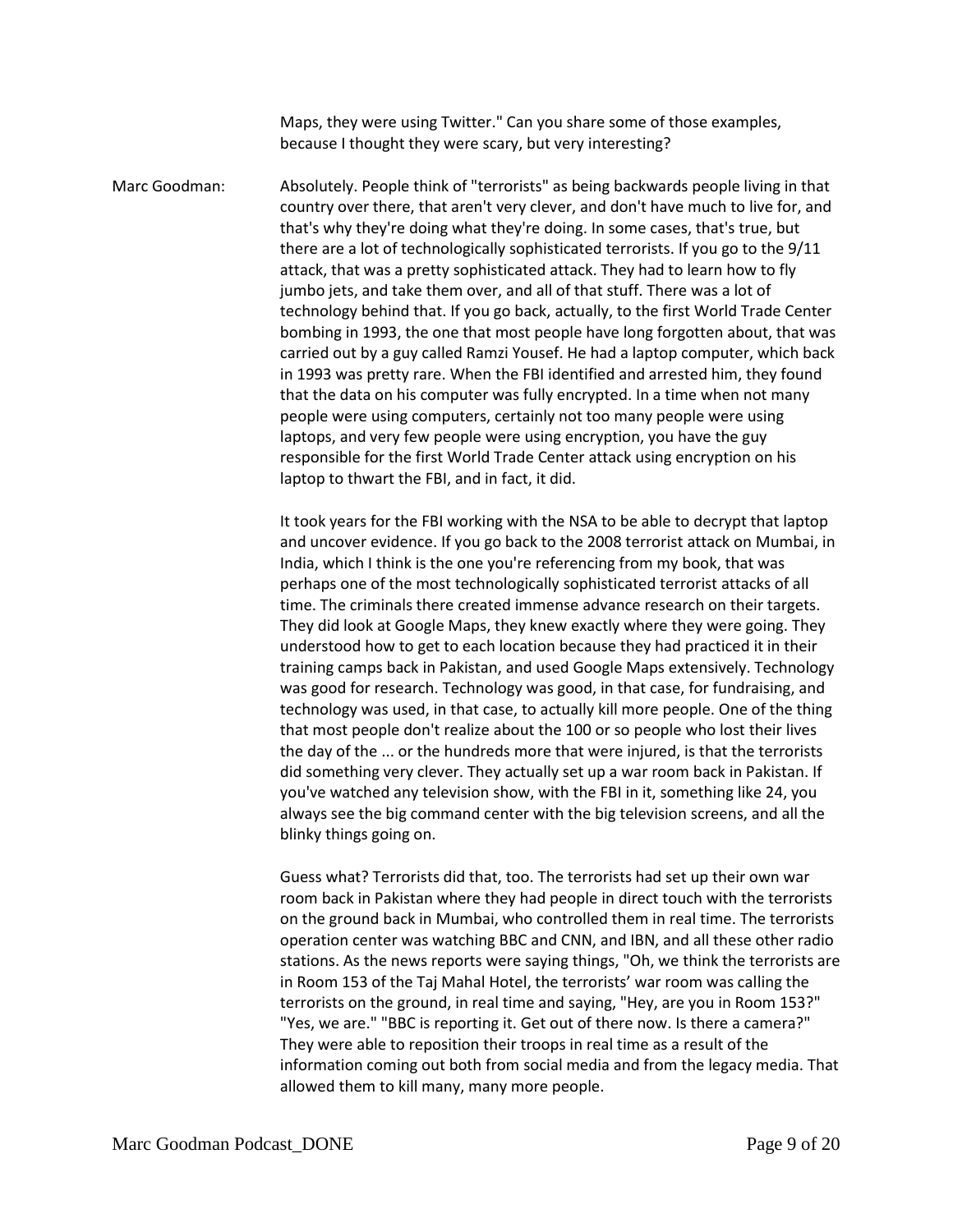Maps, they were using Twitter." Can you share some of those examples, because I thought they were scary, but very interesting?

Marc Goodman: Absolutely. People think of "terrorists" as being backwards people living in that country over there, that aren't very clever, and don't have much to live for, and that's why they're doing what they're doing. In some cases, that's true, but there are a lot of technologically sophisticated terrorists. If you go to the 9/11 attack, that was a pretty sophisticated attack. They had to learn how to fly jumbo jets, and take them over, and all of that stuff. There was a lot of technology behind that. If you go back, actually, to the first World Trade Center bombing in 1993, the one that most people have long forgotten about, that was carried out by a guy called Ramzi Yousef. He had a laptop computer, which back in 1993 was pretty rare. When the FBI identified and arrested him, they found that the data on his computer was fully encrypted. In a time when not many people were using computers, certainly not too many people were using laptops, and very few people were using encryption, you have the guy responsible for the first World Trade Center attack using encryption on his laptop to thwart the FBI, and in fact, it did.

It took years for the FBI working with the NSA to be able to decrypt that laptop and uncover evidence. If you go back to the 2008 terrorist attack on Mumbai, in India, which I think is the one you're referencing from my book, that was perhaps one of the most technologically sophisticated terrorist attacks of all time. The criminals there created immense advance research on their targets. They did look at Google Maps, they knew exactly where they were going. They understood how to get to each location because they had practiced it in their training camps back in Pakistan, and used Google Maps extensively. Technology was good for research. Technology was good, in that case, for fundraising, and technology was used, in that case, to actually kill more people. One of the thing that most people don't realize about the 100 or so people who lost their lives the day of the ... or the hundreds more that were injured, is that the terrorists did something very clever. They actually set up a war room back in Pakistan. If you've watched any television show, with the FBI in it, something like 24, you always see the big command center with the big television screens, and all the blinky things going on.

Guess what? Terrorists did that, too. The terrorists had set up their own war room back in Pakistan where they had people in direct touch with the terrorists on the ground back in Mumbai, who controlled them in real time. The terrorists operation center was watching BBC and CNN, and IBN, and all these other radio stations. As the news reports were saying things, "Oh, we think the terrorists are in Room 153 of the Taj Mahal Hotel, the terrorists' war room was calling the terrorists on the ground, in real time and saying, "Hey, are you in Room 153?" "Yes, we are." "BBC is reporting it. Get out of there now. Is there a camera?" They were able to reposition their troops in real time as a result of the information coming out both from social media and from the legacy media. That allowed them to kill many, many more people.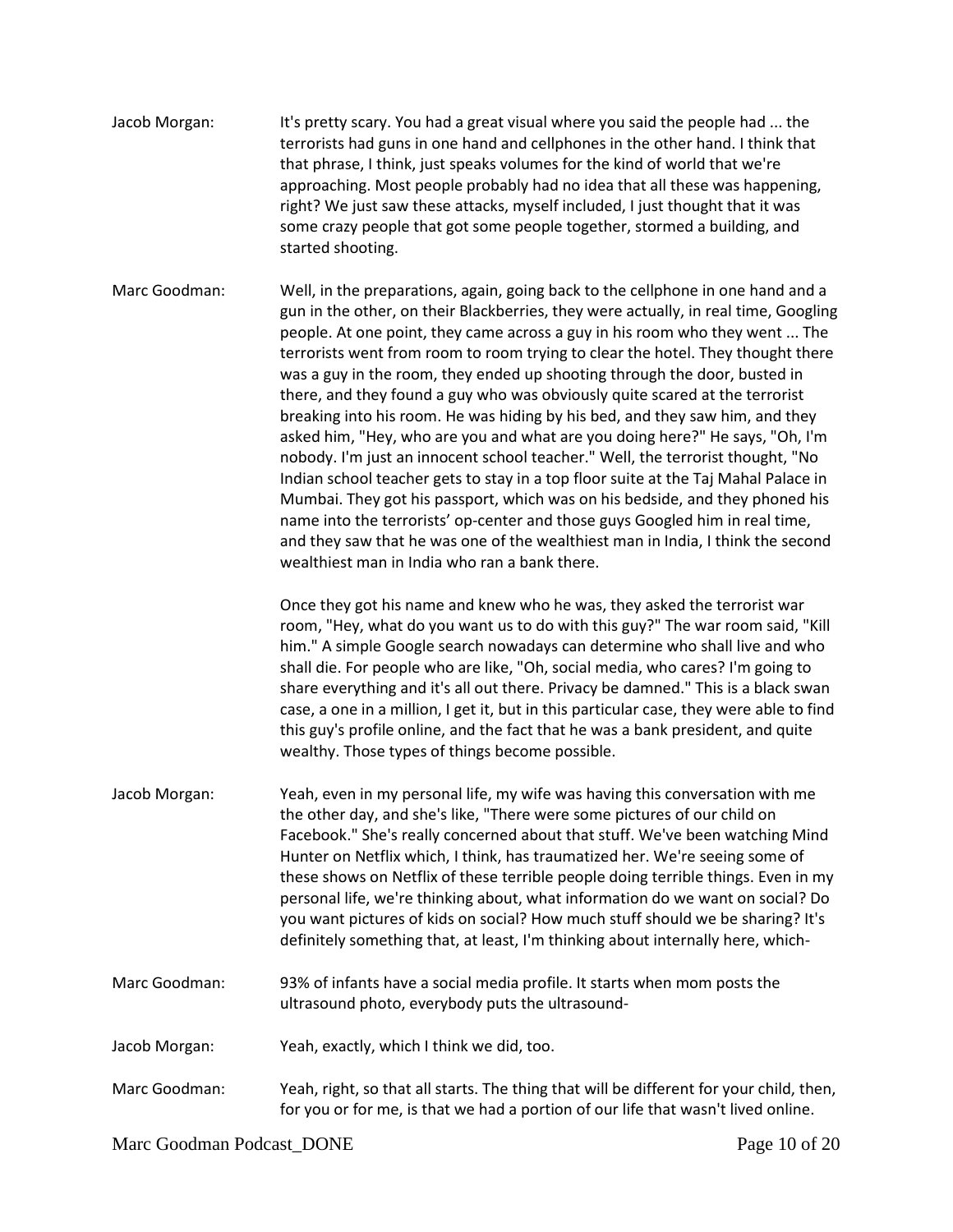**Jacob Morgan:** It's pretty scary. You had a great visual where you said the people had ... the terrorists had guns in one hand and cellphones in the other hand. I think that that phrase, I think, just speaks volumes for the kind of world that we're approaching. Most people probably had no idea that all these was happening, right? We just saw these attacks, myself included, I just thought that it was some crazy people that got some people together, stormed a building, and started shooting.

**Marc Goodman:** Well, in the preparations, again, going back to the cellphone in one hand and a gun in the other, on their Blackberries, they were actually, in real time, Googling people. At one point, they came across a guy in his room who they went ... The terrorists went from room to room trying to clear the hotel. They thought there was a guy in the room, they ended up shooting through the door, busted in there, and they found a guy who was obviously quite scared at the terrorist breaking into his room. He was hiding by his bed, and they saw him, and they asked him, "Hey, who are you and what are you doing here?" He says, "Oh, I'm nobody. I'm just an innocent school teacher." Well, the terrorist thought, "No Indian school teacher gets to stay in a top floor suite at the Taj Mahal Palace in Mumbai. They got his passport, which was on his bedside, and they phoned his name into the terrorists' op-center and those guys Googled him in real time, and they saw that he was one of the wealthiest man in India, I think the second wealthiest man in India who ran a bank there.

Once they got his name and knew who he was, they asked the terrorist war room, "Hey, what do you want us to do with this guy?" The war room said, "Kill him." A simple Google search nowadays can determine who shall live and who shall die. For people who are like, "Oh, social media, who cares? I'm going to share everything and it's all out there. Privacy be damned." This is a black swan case, a one in a million, I get it, but in this particular case, they were able to find this guy's profile online, and the fact that he was a bank president, and quite wealthy. Those types of things become possible.

**Jacob Morgan:** Yeah, even in my personal life, my wife was having this conversation with me the other day, and she's like, "There were some pictures of our child on Facebook." She's really concerned about that stuff. We've been watching Mind Hunter on Netflix which, I think, has traumatized her. We're seeing some of these shows on Netflix of these terrible people doing terrible things. Even in my personal life, we're thinking about, what information do we want on social? Do you want pictures of kids on social? How much stuff should we be sharing? It's definitely something that, at least, I'm thinking about internally here, which-

**Marc Goodman:** 93% of infants have a social media profile. It starts when mom posts the ultrasound photo, everybody puts the ultrasound-

**Jacob Morgan:** Yeah, exactly, which I think we did, too.

**Marc Goodman:** Yeah, right, so that all starts. The thing that will be different for your child, then, for you or for me, is that we had a portion of our life that wasn't lived online.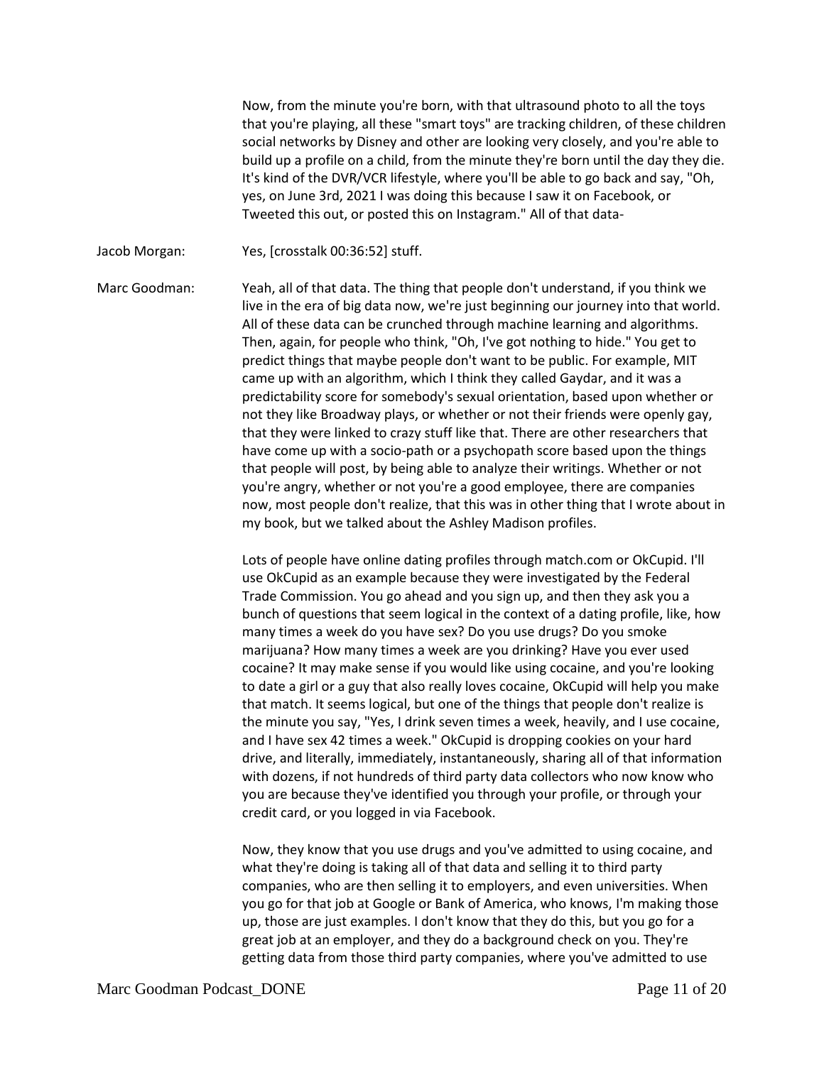Now, from the minute you're born, with that ultrasound photo to all the toys that you're playing, all these "smart toys" are tracking children, of these children social networks by Disney and other are looking very closely, and you're able to build up a profile on a child, from the minute they're born until the day they die. It's kind of the DVR/VCR lifestyle, where you'll be able to go back and say, "Oh, yes, on June 3rd, 2021 I was doing this because I saw it on Facebook, or Tweeted this out, or posted this on Instagram." All of that data-

Jacob Morgan: Yes, [crosstalk 00:36:52] stuff.

Marc Goodman: Yeah, all of that data. The thing that people don't understand, if you think we live in the era of big data now, we're just beginning our journey into that world. All of these data can be crunched through machine learning and algorithms. Then, again, for people who think, "Oh, I've got nothing to hide." You get to predict things that maybe people don't want to be public. For example, MIT came up with an algorithm, which I think they called Gaydar, and it was a predictability score for somebody's sexual orientation, based upon whether or not they like Broadway plays, or whether or not their friends were openly gay, that they were linked to crazy stuff like that. There are other researchers that have come up with a socio-path or a psychopath score based upon the things that people will post, by being able to analyze their writings. Whether or not you're angry, whether or not you're a good employee, there are companies now, most people don't realize, that this was in other thing that I wrote about in my book, but we talked about the Ashley Madison profiles.

Lots of people have online dating profiles through match.com or OkCupid. I'll use OkCupid as an example because they were investigated by the Federal Trade Commission. You go ahead and you sign up, and then they ask you a bunch of questions that seem logical in the context of a dating profile, like, how many times a week do you have sex? Do you use drugs? Do you smoke marijuana? How many times a week are you drinking? Have you ever used cocaine? It may make sense if you would like using cocaine, and you're looking to date a girl or a guy that also really loves cocaine, OkCupid will help you make that match. It seems logical, but one of the things that people don't realize is the minute you say, "Yes, I drink seven times a week, heavily, and I use cocaine, and I have sex 42 times a week." OkCupid is dropping cookies on your hard drive, and literally, immediately, instantaneously, sharing all of that information with dozens, if not hundreds of third party data collectors who now know who you are because they've identified you through your profile, or through your credit card, or you logged in via Facebook.

Now, they know that you use drugs and you've admitted to using cocaine, and what they're doing is taking all of that data and selling it to third party companies, who are then selling it to employers, and even universities. When you go for that job at Google or Bank of America, who knows, I'm making those up, those are just examples. I don't know that they do this, but you go for a great job at an employer, and they do a background check on you. They're getting data from those third party companies, where you've admitted to use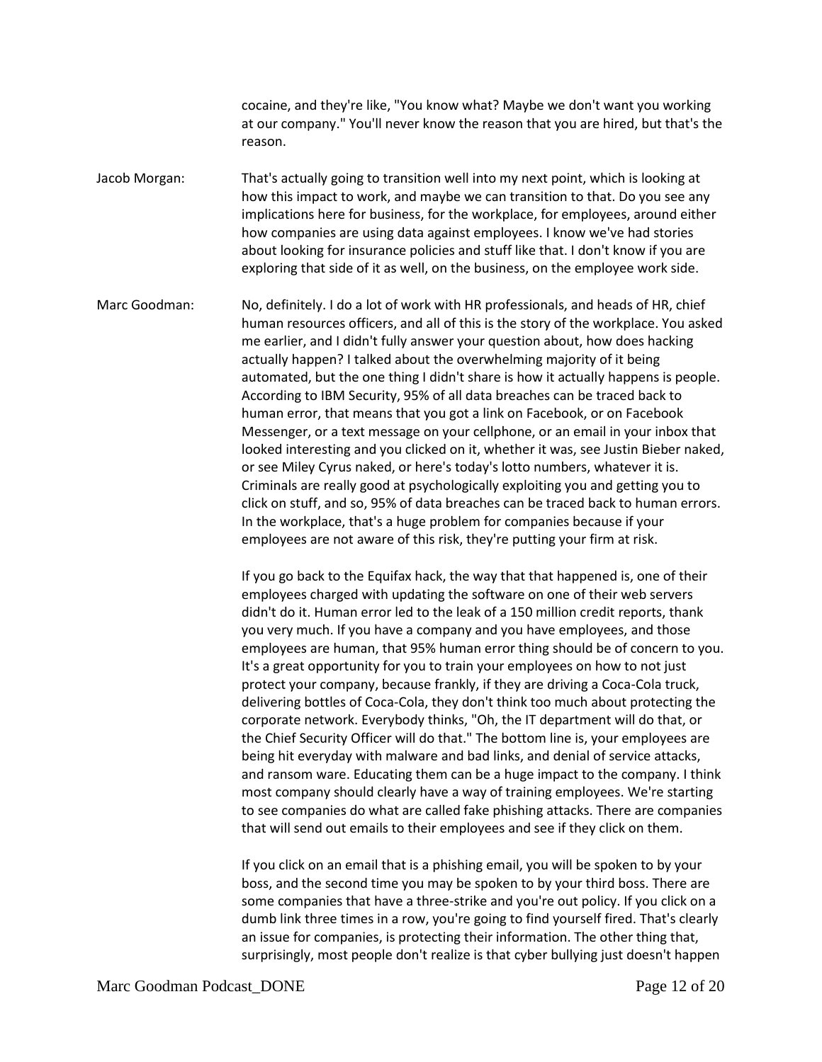cocaine, and they're like, "You know what? Maybe we don't want you working at our company." You'll never know the reason that you are hired, but that's the reason.

**Jacob Morgan:** That's actually going to transition well into my next point, which is looking at how this impact to work, and maybe we can transition to that. Do you see any implications here for business, for the workplace, for employees, around either how companies are using data against employees. I know we've had stories about looking for insurance policies and stuff like that. I don't know if you are exploring that side of it as well, on the business, on the employee work side.

**Marc Goodman:** No, definitely. I do a lot of work with HR professionals, and heads of HR, chief human resources officers, and all of this is the story of the workplace. You asked me earlier, and I didn't fully answer your question about, how does hacking actually happen? I talked about the overwhelming majority of it being automated, but the one thing I didn't share is how it actually happens is people. According to IBM Security, 95% of all data breaches can be traced back to human error, that means that you got a link on Facebook, or on Facebook Messenger, or a text message on your cellphone, or an email in your inbox that looked interesting and you clicked on it, whether it was, see Justin Bieber naked, or see Miley Cyrus naked, or here's today's lotto numbers, whatever it is. Criminals are really good at psychologically exploiting you and getting you to click on stuff, and so, 95% of data breaches can be traced back to human errors. In the workplace, that's a huge problem for companies because if your employees are not aware of this risk, they're putting your firm at risk.

If you go back to the Equifax hack, the way that that happened is, one of their employees charged with updating the software on one of their web servers didn't do it. Human error led to the leak of a 150 million credit reports, thank you very much. If you have a company and you have employees, and those employees are human, that 95% human error thing should be of concern to you. It's a great opportunity for you to train your employees on how to not just protect your company, because frankly, if they are driving a Coca-Cola truck, delivering bottles of Coca-Cola, they don't think too much about protecting the corporate network. Everybody thinks, "Oh, the IT department will do that, or the Chief Security Officer will do that." The bottom line is, your employees are being hit everyday with malware and bad links, and denial of service attacks, and ransom ware. Educating them can be a huge impact to the company. I think most company should clearly have a way of training employees. We're starting to see companies do what are called fake phishing attacks. There are companies that will send out emails to their employees and see if they click on them.

If you click on an email that is a phishing email, you will be spoken to by your boss, and the second time you may be spoken to by your third boss. There are some companies that have a three-strike and you're out policy. If you click on a dumb link three times in a row, you're going to find yourself fired. That's clearly an issue for companies, is protecting their information. The other thing that, surprisingly, most people don't realize is that cyber bullying just doesn't happen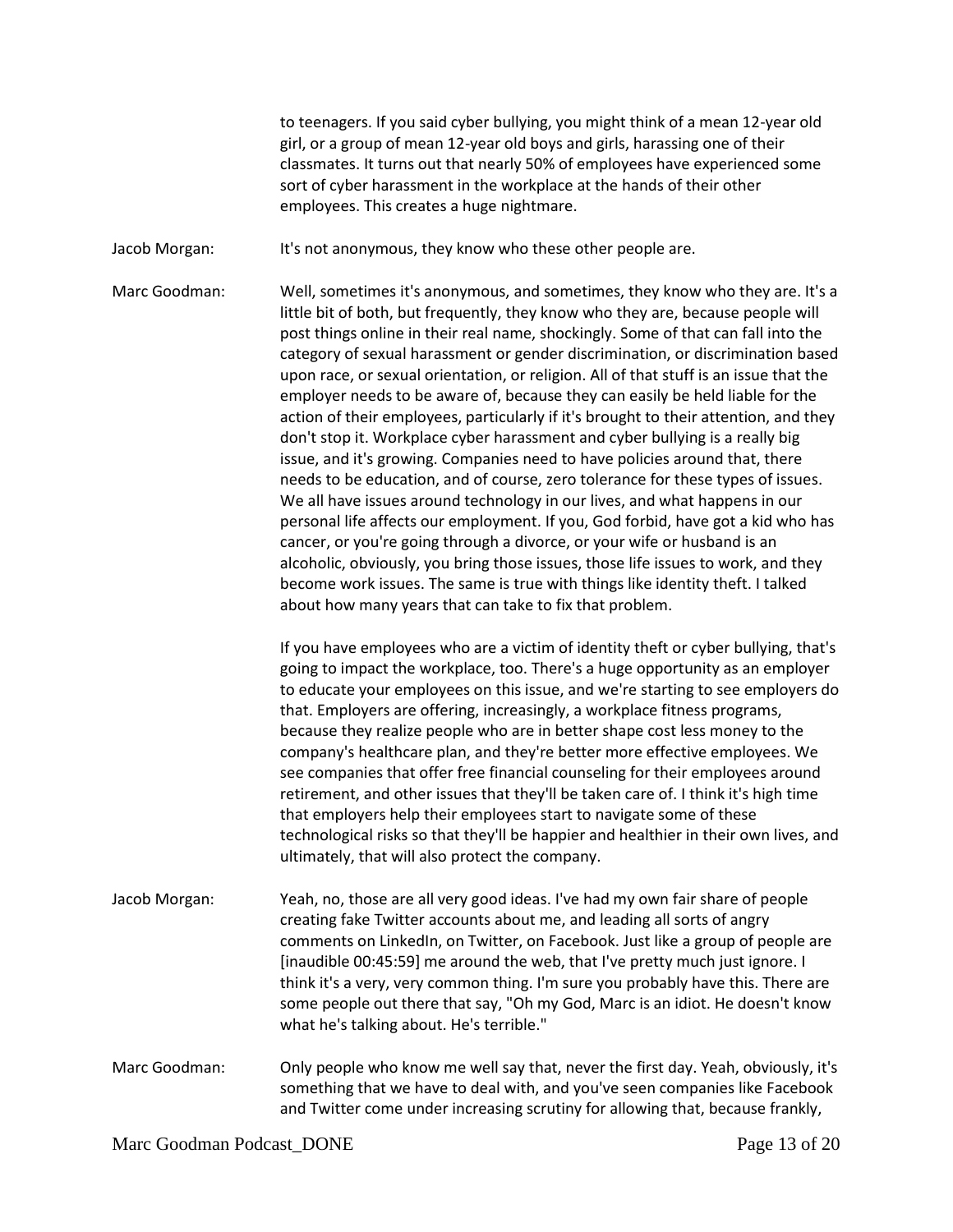to teenagers. If you said cyber bullying, you might think of a mean 12-year old girl, or a group of mean 12-year old boys and girls, harassing one of their classmates. It turns out that nearly 50% of employees have experienced some sort of cyber harassment in the workplace at the hands of their other employees. This creates a huge nightmare.

Jacob Morgan: It's not anonymous, they know who these other people are.

Marc Goodman: Well, sometimes it's anonymous, and sometimes, they know who they are. It's a little bit of both, but frequently, they know who they are, because people will post things online in their real name, shockingly. Some of that can fall into the category of sexual harassment or gender discrimination, or discrimination based upon race, or sexual orientation, or religion. All of that stuff is an issue that the employer needs to be aware of, because they can easily be held liable for the action of their employees, particularly if it's brought to their attention, and they don't stop it. Workplace cyber harassment and cyber bullying is a really big issue, and it's growing. Companies need to have policies around that, there needs to be education, and of course, zero tolerance for these types of issues. We all have issues around technology in our lives, and what happens in our personal life affects our employment. If you, God forbid, have got a kid who has cancer, or you're going through a divorce, or your wife or husband is an alcoholic, obviously, you bring those issues, those life issues to work, and they become work issues. The same is true with things like identity theft. I talked about how many years that can take to fix that problem.

If you have employees who are a victim of identity theft or cyber bullying, that's going to impact the workplace, too. There's a huge opportunity as an employer to educate your employees on this issue, and we're starting to see employers do that. Employers are offering, increasingly, a workplace fitness programs, because they realize people who are in better shape cost less money to the company's healthcare plan, and they're better more effective employees. We see companies that offer free financial counseling for their employees around retirement, and other issues that they'll be taken care of. I think it's high time that employers help their employees start to navigate some of these technological risks so that they'll be happier and healthier in their own lives, and ultimately, that will also protect the company.

Jacob Morgan: Yeah, no, those are all very good ideas. I've had my own fair share of people creating fake Twitter accounts about me, and leading all sorts of angry comments on LinkedIn, on Twitter, on Facebook. Just like a group of people are [inaudible 00:45:59] me around the web, that I've pretty much just ignore. I think it's a very, very common thing. I'm sure you probably have this. There are some people out there that say, "Oh my God, Marc is an idiot. He doesn't know what he's talking about. He's terrible."

Marc Goodman: Only people who know me well say that, never the first day. Yeah, obviously, it's something that we have to deal with, and you've seen companies like Facebook and Twitter come under increasing scrutiny for allowing that, because frankly,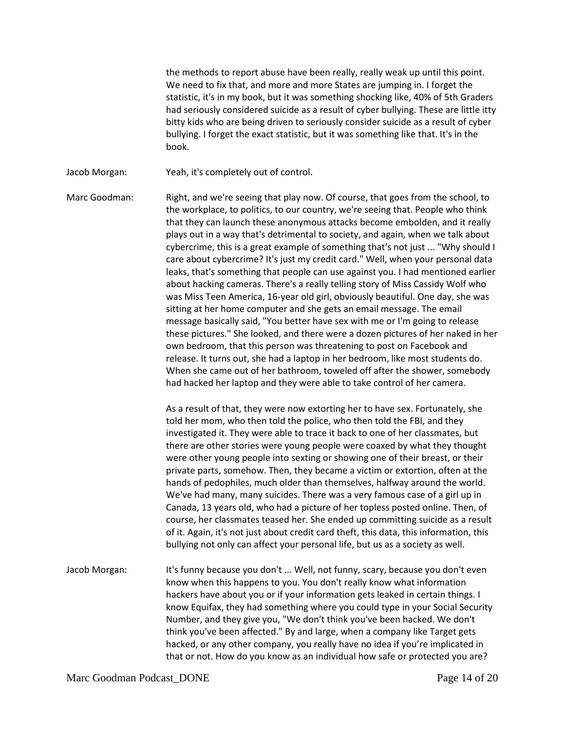the methods to report abuse have been really, really weak up until this point. We need to fix that, and more and more States are jumping in. I forget the statistic, it's in my book, but it was something shocking like, 40% of 5th Graders had seriously considered suicide as a result of cyber bullying. These are little itty bitty kids who are being driven to seriously consider suicide as a result of cyber bullying. I forget the exact statistic, but it was something like that. It's in the book.

Jacob Morgan: Yeah, it's completely out of control.

Marc Goodman: Right, and we're seeing that play now. Of course, that goes from the school, to the workplace, to politics, to our country, we're seeing that. People who think that they can launch these anonymous attacks become embolden, and it really plays out in a way that's detrimental to society, and again, when we talk about cybercrime, this is a great example of something that's not just ... "Why should I care about cybercrime? It's just my credit card." Well, when your personal data leaks, that's something that people can use against you. I had mentioned earlier about hacking cameras. There's a really telling story of Miss Cassidy Wolf who was Miss Teen America, 16-year old girl, obviously beautiful. One day, she was sitting at her home computer and she gets an email message. The email message basically said, "You better have sex with me or I'm going to release these pictures." She looked, and there were a dozen pictures of her naked in her own bedroom, that this person was threatening to post on Facebook and release. It turns out, she had a laptop in her bedroom, like most students do. When she came out of her bathroom, toweled off after the shower, somebody had hacked her laptop and they were able to take control of her camera.

As a result of that, they were now extorting her to have sex. Fortunately, she told her mom, who then told the police, who then told the FBI, and they investigated it. They were able to trace it back to one of her classmates, but there are other stories were young people were coaxed by what they thought were other young people into sexting or showing one of their breast, or their private parts, somehow. Then, they became a victim or extortion, often at the hands of pedophiles, much older than themselves, halfway around the world. We've had many, many suicides. There was a very famous case of a girl up in Canada, 13 years old, who had a picture of her topless posted online. Then, of course, her classmates teased her. She ended up committing suicide as a result of it. Again, it's not just about credit card theft, this data, this information, this bullying not only can affect your personal life, but us as a society as well.

Jacob Morgan: It's funny because you don't ... Well, not funny, scary, because you don't even know when this happens to you. You don't really know what information hackers have about you or if your information gets leaked in certain things. I know Equifax, they had something where you could type in your Social Security Number, and they give you, "We don't think you've been hacked. We don't think you've been affected." By and large, when a company like Target gets hacked, or any other company, you really have no idea if you're implicated in that or not. How do you know as an individual how safe or protected you are?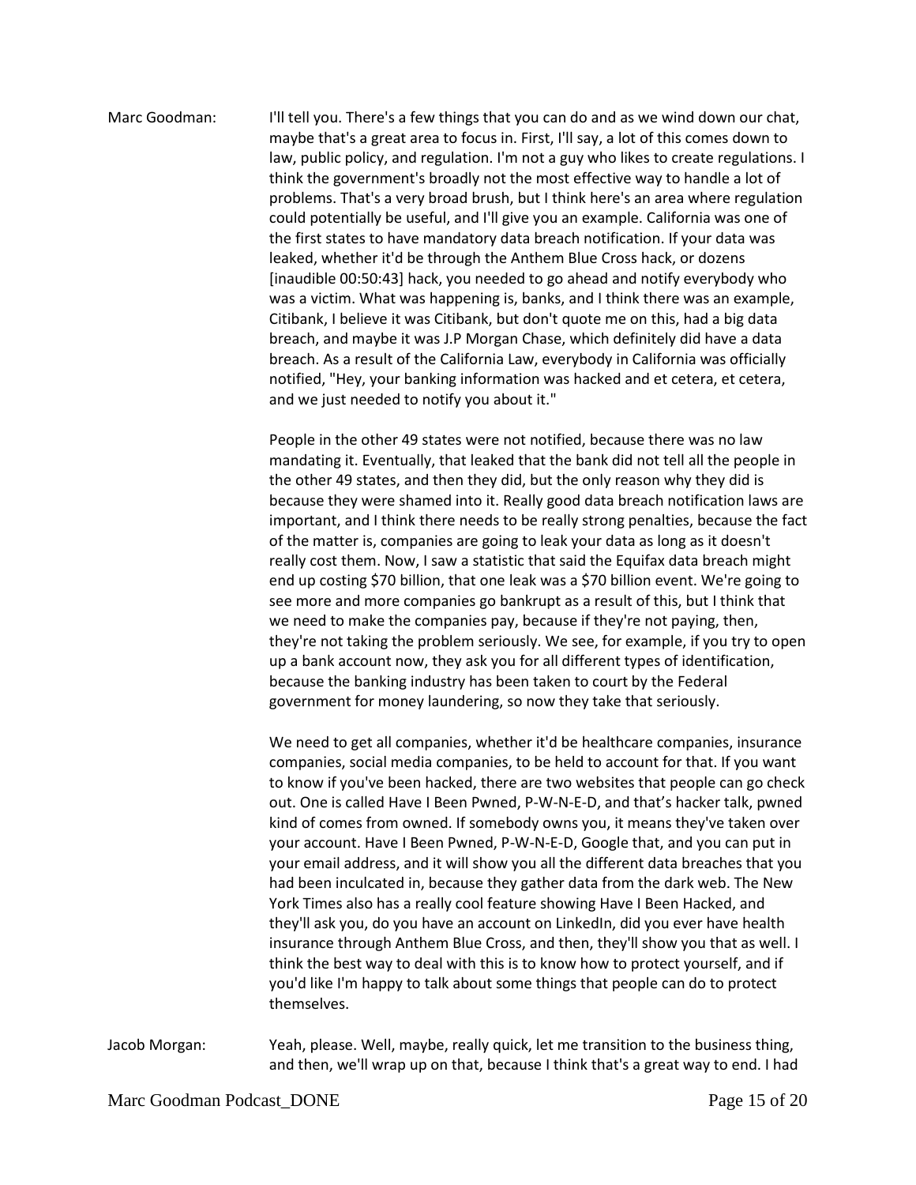Marc Goodman: I'll tell you. There's a few things that you can do and as we wind down our chat, maybe that's a great area to focus in. First, I'll say, a lot of this comes down to law, public policy, and regulation. I'm not a guy who likes to create regulations. I think the government's broadly not the most effective way to handle a lot of problems. That's a very broad brush, but I think here's an area where regulation could potentially be useful, and I'll give you an example. California was one of the first states to have mandatory data breach notification. If your data was leaked, whether it'd be through the Anthem Blue Cross hack, or dozens [inaudible 00:50:43] hack, you needed to go ahead and notify everybody who was a victim. What was happening is, banks, and I think there was an example, Citibank, I believe it was Citibank, but don't quote me on this, had a big data breach, and maybe it was J.P Morgan Chase, which definitely did have a data breach. As a result of the California Law, everybody in California was officially notified, "Hey, your banking information was hacked and et cetera, et cetera, and we just needed to notify you about it."

People in the other 49 states were not notified, because there was no law mandating it. Eventually, that leaked that the bank did not tell all the people in the other 49 states, and then they did, but the only reason why they did is because they were shamed into it. Really good data breach notification laws are important, and I think there needs to be really strong penalties, because the fact of the matter is, companies are going to leak your data as long as it doesn't really cost them. Now, I saw a statistic that said the Equifax data breach might end up costing $70 billion, that one leak was a $70 billion event. We're going to see more and more companies go bankrupt as a result of this, but I think that we need to make the companies pay, because if they're not paying, then, they're not taking the problem seriously. We see, for example, if you try to open up a bank account now, they ask you for all different types of identification, because the banking industry has been taken to court by the Federal government for money laundering, so now they take that seriously.

We need to get all companies, whether it'd be healthcare companies, insurance companies, social media companies, to be held to account for that. If you want to know if you've been hacked, there are two websites that people can go check out. One is called Have I Been Pwned, P-W-N-E-D, and that's hacker talk, pwned kind of comes from owned. If somebody owns you, it means they've taken over your account. Have I Been Pwned, P-W-N-E-D, Google that, and you can put in your email address, and it will show you all the different data breaches that you had been inculcated in, because they gather data from the dark web. The New York Times also has a really cool feature showing Have I Been Hacked, and they'll ask you, do you have an account on LinkedIn, did you ever have health insurance through Anthem Blue Cross, and then, they'll show you that as well. I think the best way to deal with this is to know how to protect yourself, and if you'd like I'm happy to talk about some things that people can do to protect themselves.

Jacob Morgan: Yeah, please. Well, maybe, really quick, let me transition to the business thing, and then, we'll wrap up on that, because I think that's a great way to end. I had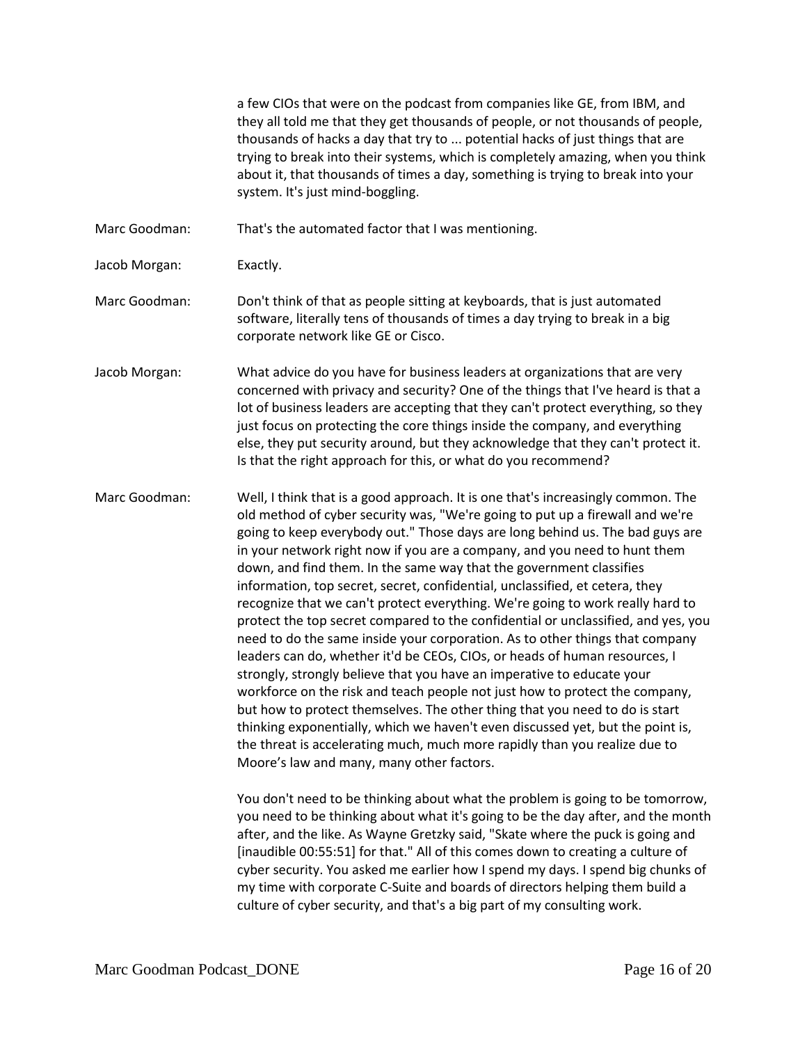a few CIOs that were on the podcast from companies like GE, from IBM, and they all told me that they get thousands of people, or not thousands of people, thousands of hacks a day that try to ... potential hacks of just things that are trying to break into their systems, which is completely amazing, when you think about it, that thousands of times a day, something is trying to break into your system. It's just mind-boggling.

Marc Goodman: That's the automated factor that I was mentioning.

Jacob Morgan: Exactly.

Marc Goodman: Don't think of that as people sitting at keyboards, that is just automated software, literally tens of thousands of times a day trying to break in a big corporate network like GE or Cisco.

Jacob Morgan: What advice do you have for business leaders at organizations that are very concerned with privacy and security? One of the things that I've heard is that a lot of business leaders are accepting that they can't protect everything, so they just focus on protecting the core things inside the company, and everything else, they put security around, but they acknowledge that they can't protect it. Is that the right approach for this, or what do you recommend?

Marc Goodman: Well, I think that is a good approach. It is one that's increasingly common. The old method of cyber security was, "We're going to put up a firewall and we're going to keep everybody out." Those days are long behind us. The bad guys are in your network right now if you are a company, and you need to hunt them down, and find them. In the same way that the government classifies information, top secret, secret, confidential, unclassified, et cetera, they recognize that we can't protect everything. We're going to work really hard to protect the top secret compared to the confidential or unclassified, and yes, you need to do the same inside your corporation. As to other things that company leaders can do, whether it'd be CEOs, CIOs, or heads of human resources, I strongly, strongly believe that you have an imperative to educate your workforce on the risk and teach people not just how to protect the company, but how to protect themselves. The other thing that you need to do is start thinking exponentially, which we haven't even discussed yet, but the point is, the threat is accelerating much, much more rapidly than you realize due to Moore's law and many, many other factors.

You don't need to be thinking about what the problem is going to be tomorrow, you need to be thinking about what it's going to be the day after, and the month after, and the like. As Wayne Gretzky said, "Skate where the puck is going and [inaudible 00:55:51] for that." All of this comes down to creating a culture of cyber security. You asked me earlier how I spend my days. I spend big chunks of my time with corporate C-Suite and boards of directors helping them build a culture of cyber security, and that's a big part of my consulting work.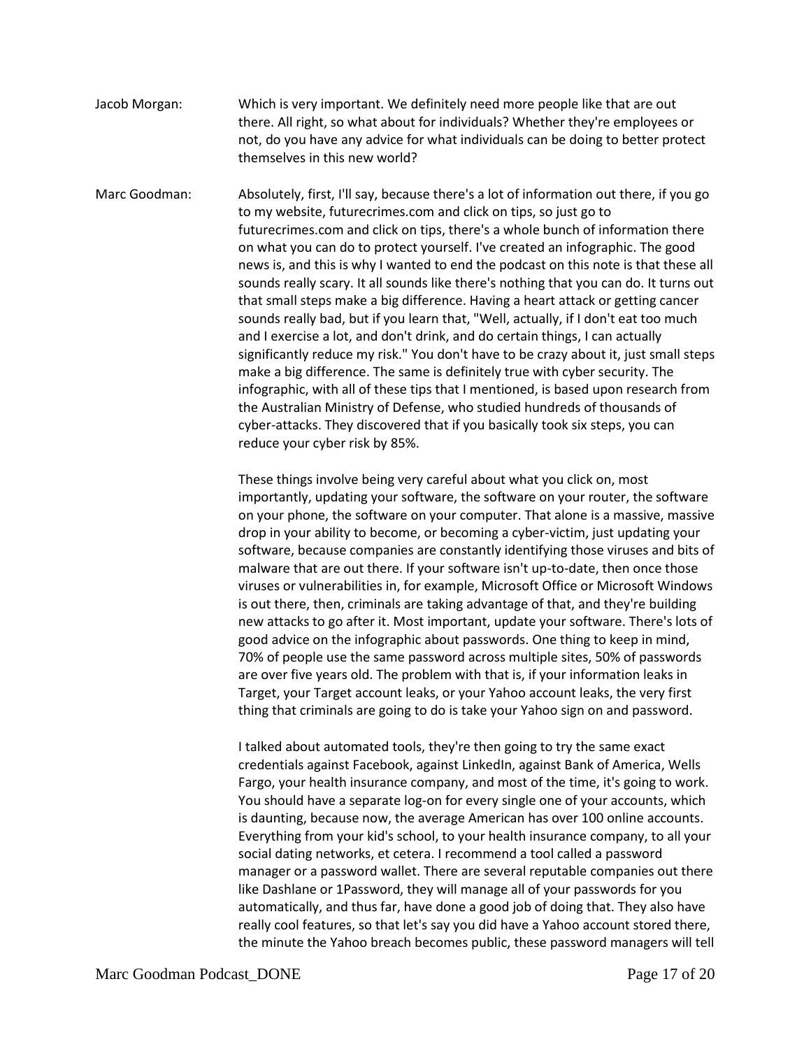Jacob Morgan: Which is very important. We definitely need more people like that are out there. All right, so what about for individuals? Whether they're employees or not, do you have any advice for what individuals can be doing to better protect themselves in this new world?

Marc Goodman: Absolutely, first, I'll say, because there's a lot of information out there, if you go to my website, futurecrimes.com and click on tips, so just go to futurecrimes.com and click on tips, there's a whole bunch of information there on what you can do to protect yourself. I've created an infographic. The good news is, and this is why I wanted to end the podcast on this note is that these all sounds really scary. It all sounds like there's nothing that you can do. It turns out that small steps make a big difference. Having a heart attack or getting cancer sounds really bad, but if you learn that, "Well, actually, if I don't eat too much and I exercise a lot, and don't drink, and do certain things, I can actually significantly reduce my risk." You don't have to be crazy about it, just small steps make a big difference. The same is definitely true with cyber security. The infographic, with all of these tips that I mentioned, is based upon research from the Australian Ministry of Defense, who studied hundreds of thousands of cyber-attacks. They discovered that if you basically took six steps, you can reduce your cyber risk by 85%.

These things involve being very careful about what you click on, most importantly, updating your software, the software on your router, the software on your phone, the software on your computer. That alone is a massive, massive drop in your ability to become, or becoming a cyber-victim, just updating your software, because companies are constantly identifying those viruses and bits of malware that are out there. If your software isn't up-to-date, then once those viruses or vulnerabilities in, for example, Microsoft Office or Microsoft Windows is out there, then, criminals are taking advantage of that, and they're building new attacks to go after it. Most important, update your software. There's lots of good advice on the infographic about passwords. One thing to keep in mind, 70% of people use the same password across multiple sites, 50% of passwords are over five years old. The problem with that is, if your information leaks in Target, your Target account leaks, or your Yahoo account leaks, the very first thing that criminals are going to do is take your Yahoo sign on and password.

I talked about automated tools, they're then going to try the same exact credentials against Facebook, against LinkedIn, against Bank of America, Wells Fargo, your health insurance company, and most of the time, it's going to work. You should have a separate log-on for every single one of your accounts, which is daunting, because now, the average American has over 100 online accounts. Everything from your kid's school, to your health insurance company, to all your social dating networks, et cetera. I recommend a tool called a password manager or a password wallet. There are several reputable companies out there like Dashlane or 1Password, they will manage all of your passwords for you automatically, and thus far, have done a good job of doing that. They also have really cool features, so that let's say you did have a Yahoo account stored there, the minute the Yahoo breach becomes public, these password managers will tell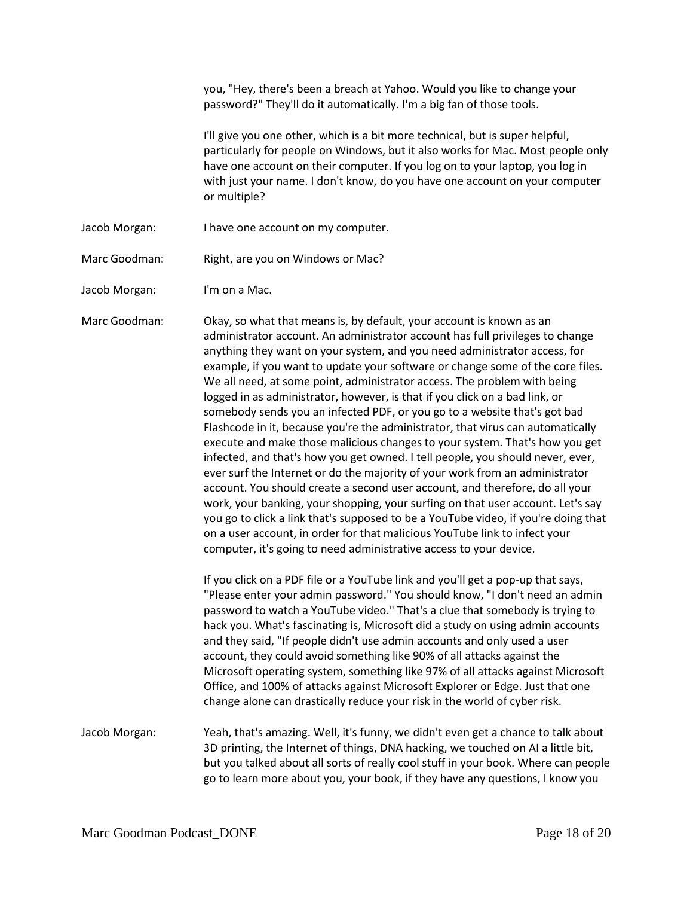you, "Hey, there's been a breach at Yahoo. Would you like to change your password?" They'll do it automatically. I'm a big fan of those tools.

I'll give you one other, which is a bit more technical, but is super helpful, particularly for people on Windows, but it also works for Mac. Most people only have one account on their computer. If you log on to your laptop, you log in with just your name. I don't know, do you have one account on your computer or multiple?

Jacob Morgan: I have one account on my computer.

Marc Goodman: Right, are you on Windows or Mac?

Jacob Morgan: I'm on a Mac.

Marc Goodman: Okay, so what that means is, by default, your account is known as an administrator account. An administrator account has full privileges to change anything they want on your system, and you need administrator access, for example, if you want to update your software or change some of the core files. We all need, at some point, administrator access. The problem with being logged in as administrator, however, is that if you click on a bad link, or somebody sends you an infected PDF, or you go to a website that's got bad Flashcode in it, because you're the administrator, that virus can automatically execute and make those malicious changes to your system. That's how you get infected, and that's how you get owned. I tell people, you should never, ever, ever surf the Internet or do the majority of your work from an administrator account. You should create a second user account, and therefore, do all your work, your banking, your shopping, your surfing on that user account. Let's say you go to click a link that's supposed to be a YouTube video, if you're doing that on a user account, in order for that malicious YouTube link to infect your computer, it's going to need administrative access to your device.

If you click on a PDF file or a YouTube link and you'll get a pop-up that says, "Please enter your admin password." You should know, "I don't need an admin password to watch a YouTube video." That's a clue that somebody is trying to hack you. What's fascinating is, Microsoft did a study on using admin accounts and they said, "If people didn't use admin accounts and only used a user account, they could avoid something like 90% of all attacks against the Microsoft operating system, something like 97% of all attacks against Microsoft Office, and 100% of attacks against Microsoft Explorer or Edge. Just that one change alone can drastically reduce your risk in the world of cyber risk.

Jacob Morgan: Yeah, that's amazing. Well, it's funny, we didn't even get a chance to talk about 3D printing, the Internet of things, DNA hacking, we touched on AI a little bit, but you talked about all sorts of really cool stuff in your book. Where can people go to learn more about you, your book, if they have any questions, I know you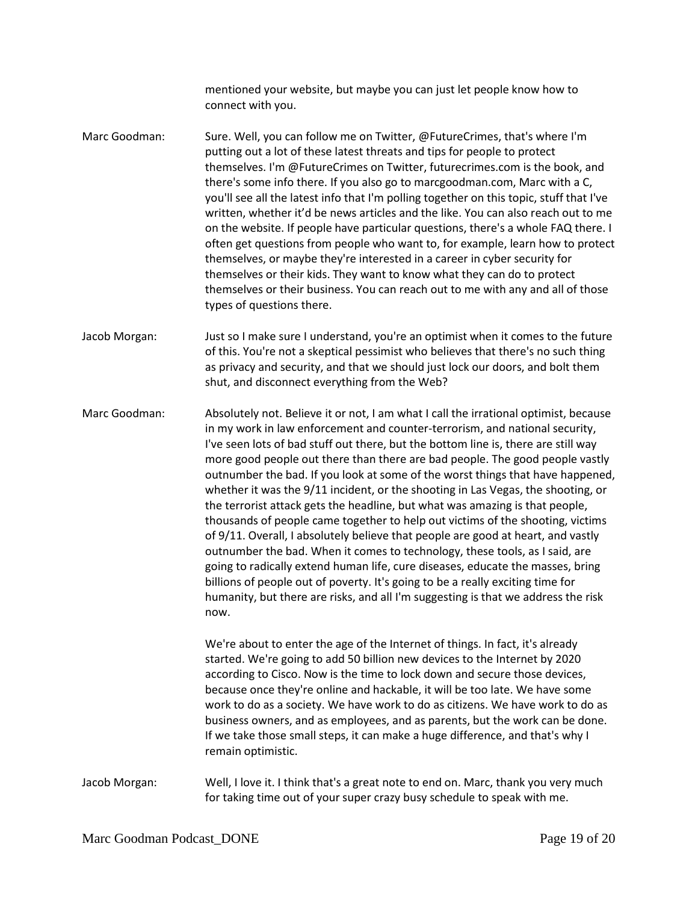mentioned your website, but maybe you can just let people know how to connect with you.

Marc Goodman: Sure. Well, you can follow me on Twitter, @FutureCrimes, that's where I'm putting out a lot of these latest threats and tips for people to protect themselves. I'm @FutureCrimes on Twitter, futurecrimes.com is the book, and there's some info there. If you also go to marcgoodman.com, Marc with a C, you'll see all the latest info that I'm polling together on this topic, stuff that I've written, whether it'd be news articles and the like. You can also reach out to me on the website. If people have particular questions, there's a whole FAQ there. I often get questions from people who want to, for example, learn how to protect themselves, or maybe they're interested in a career in cyber security for themselves or their kids. They want to know what they can do to protect themselves or their business. You can reach out to me with any and all of those types of questions there.

Jacob Morgan: Just so I make sure I understand, you're an optimist when it comes to the future of this. You're not a skeptical pessimist who believes that there's no such thing as privacy and security, and that we should just lock our doors, and bolt them shut, and disconnect everything from the Web?

Marc Goodman: Absolutely not. Believe it or not, I am what I call the irrational optimist, because in my work in law enforcement and counter-terrorism, and national security, I've seen lots of bad stuff out there, but the bottom line is, there are still way more good people out there than there are bad people. The good people vastly outnumber the bad. If you look at some of the worst things that have happened, whether it was the 9/11 incident, or the shooting in Las Vegas, the shooting, or the terrorist attack gets the headline, but what was amazing is that people, thousands of people came together to help out victims of the shooting, victims of 9/11. Overall, I absolutely believe that people are good at heart, and vastly outnumber the bad. When it comes to technology, these tools, as I said, are going to radically extend human life, cure diseases, educate the masses, bring billions of people out of poverty. It's going to be a really exciting time for humanity, but there are risks, and all I'm suggesting is that we address the risk now.

We're about to enter the age of the Internet of things. In fact, it's already started. We're going to add 50 billion new devices to the Internet by 2020 according to Cisco. Now is the time to lock down and secure those devices, because once they're online and hackable, it will be too late. We have some work to do as a society. We have work to do as citizens. We have work to do as business owners, and as employees, and as parents, but the work can be done. If we take those small steps, it can make a huge difference, and that's why I remain optimistic.

Jacob Morgan: Well, I love it. I think that's a great note to end on. Marc, thank you very much for taking time out of your super crazy busy schedule to speak with me.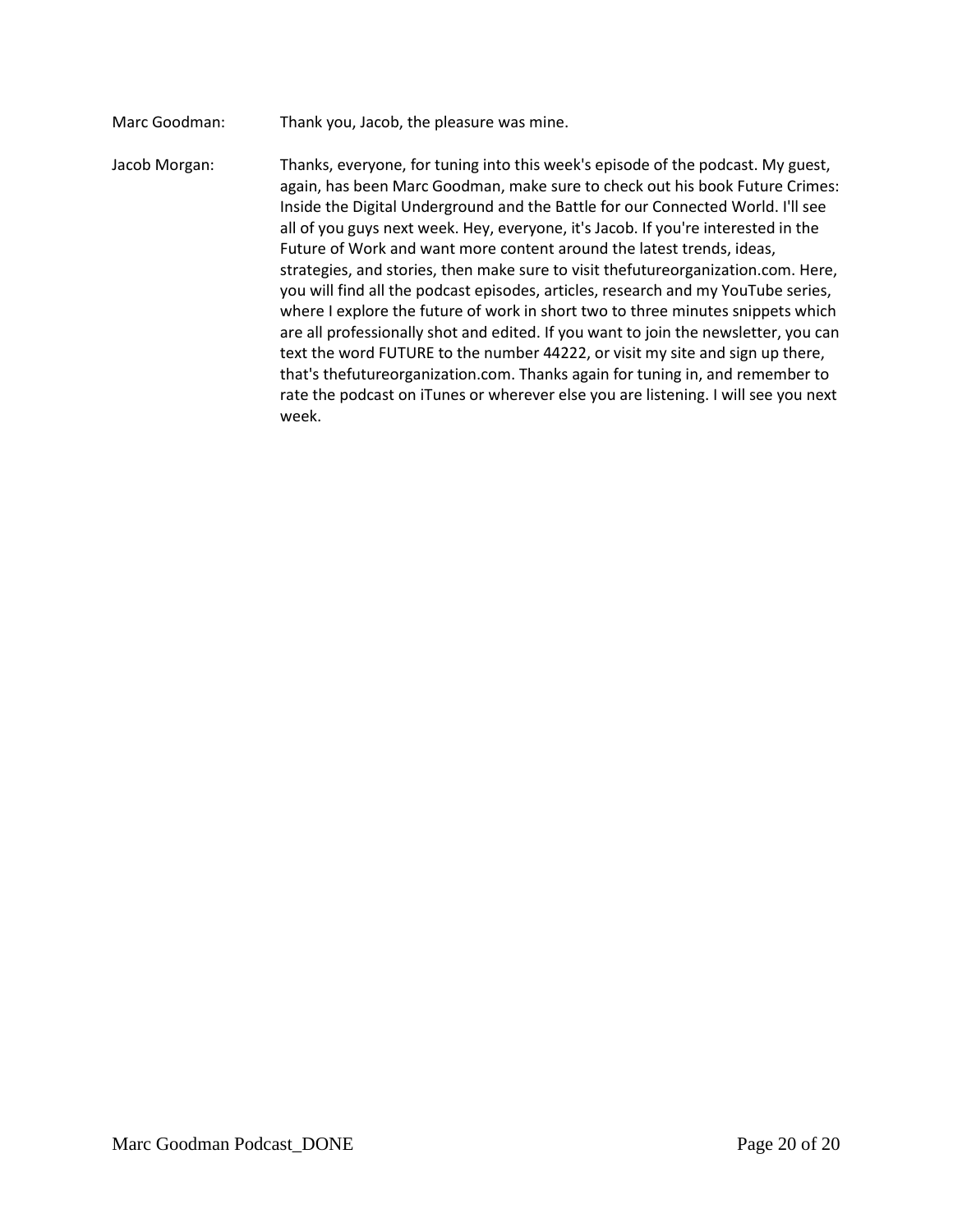Marc Goodman: Thank you, Jacob, the pleasure was mine.

Jacob Morgan: Thanks, everyone, for tuning into this week's episode of the podcast. My guest, again, has been Marc Goodman, make sure to check out his book Future Crimes: Inside the Digital Underground and the Battle for our Connected World. I'll see all of you guys next week. Hey, everyone, it's Jacob. If you're interested in the Future of Work and want more content around the latest trends, ideas, strategies, and stories, then make sure to visit thefutureorganization.com. Here, you will find all the podcast episodes, articles, research and my YouTube series, where I explore the future of work in short two to three minutes snippets which are all professionally shot and edited. If you want to join the newsletter, you can text the word FUTURE to the number 44222, or visit my site and sign up there, that's thefutureorganization.com. Thanks again for tuning in, and remember to rate the podcast on iTunes or wherever else you are listening. I will see you next week.